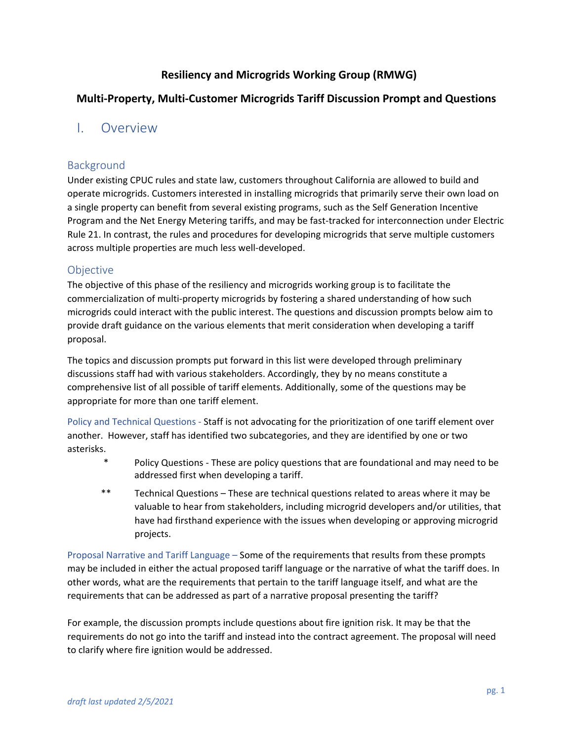# Resiliency and Microgrids Working Group (RMWG)

## Multi-Property, Multi-Customer Microgrids Tariff Discussion Prompt and Questions

## I. Overview

### Background

Under existing CPUC rules and state law, customers throughout California are allowed to build and operate microgrids. Customers interested in installing microgrids that primarily serve their own load on a single property can benefit from several existing programs, such as the Self Generation Incentive Program and the Net Energy Metering tariffs, and may be fast-tracked for interconnection under Electric Rule 21. In contrast, the rules and procedures for developing microgrids that serve multiple customers across multiple properties are much less well-developed.

### Objective

The objective of this phase of the resiliency and microgrids working group is to facilitate the commercialization of multi-property microgrids by fostering a shared understanding of how such microgrids could interact with the public interest. The questions and discussion prompts below aim to provide draft guidance on the various elements that merit consideration when developing a tariff proposal.

The topics and discussion prompts put forward in this list were developed through preliminary discussions staff had with various stakeholders. Accordingly, they by no means constitute a comprehensive list of all possible of tariff elements. Additionally, some of the questions may be appropriate for more than one tariff element.

Policy and Technical Questions - Staff is not advocating for the prioritization of one tariff element over another. However, staff has identified two subcategories, and they are identified by one or two asterisks.

- \* Policy Questions - These are policy questions that are foundational and may need to be addressed first when developing a tariff.
- \*\* Technical Questions – These are technical questions related to areas where it may be valuable to hear from stakeholders, including microgrid developers and/or utilities, that have had firsthand experience with the issues when developing or approving microgrid projects.

Proposal Narrative and Tariff Language – Some of the requirements that results from these prompts may be included in either the actual proposed tariff language or the narrative of what the tariff does. In other words, what are the requirements that pertain to the tariff language itself, and what are the requirements that can be addressed as part of a narrative proposal presenting the tariff?

For example, the discussion prompts include questions about fire ignition risk. It may be that the requirements do not go into the tariff and instead into the contract agreement. The proposal will need to clarify where fire ignition would be addressed.

*draft last updated 2/5/2021*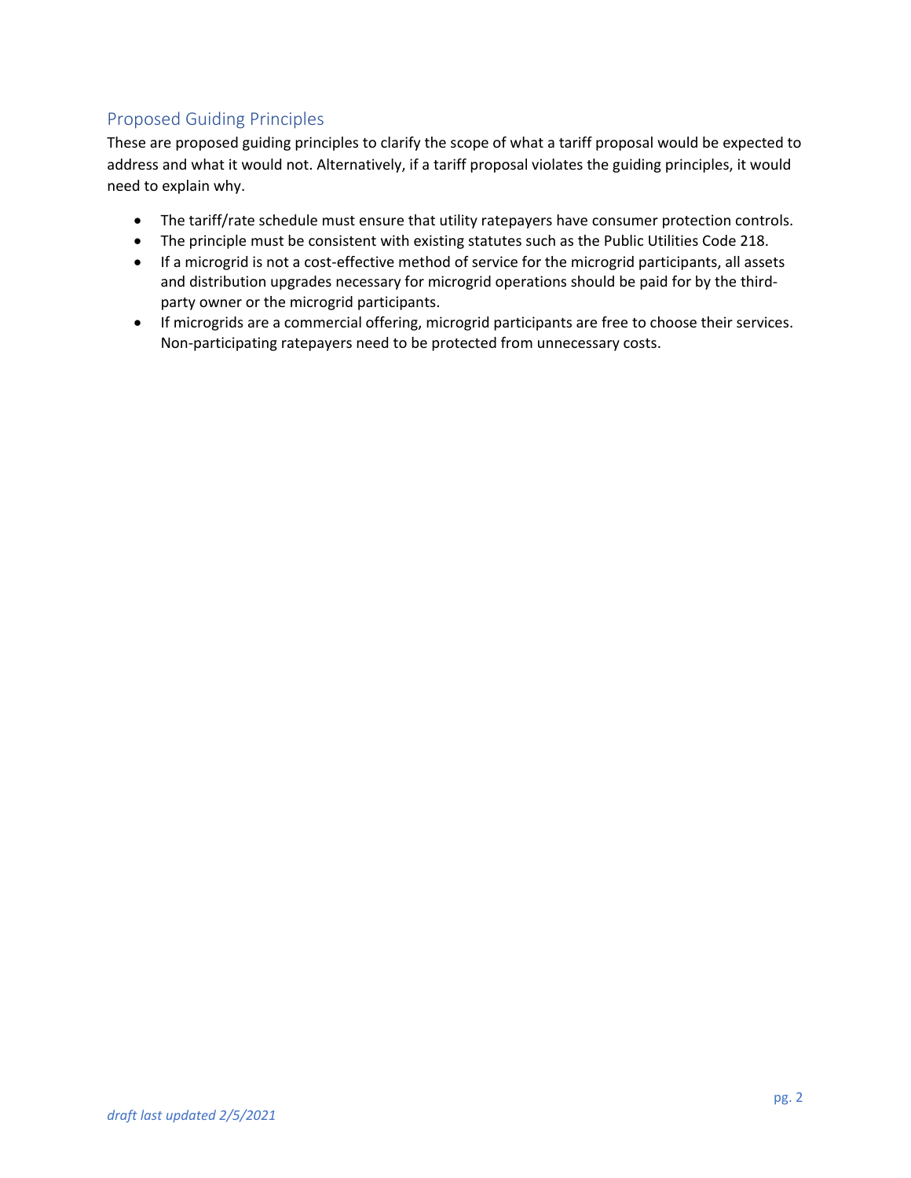## Proposed Guiding Principles

These are proposed guiding principles to clarify the scope of what a tariff proposal would be expected to address and what it would not. Alternatively, if a tariff proposal violates the guiding principles, it would need to explain why.

- The tariff/rate schedule must ensure that utility ratepayers have consumer protection controls.
- The principle must be consistent with existing statutes such as the Public Utilities Code 218.
- If a microgrid is not a cost-effective method of service for the microgrid participants, all assets and distribution upgrades necessary for microgrid operations should be paid for by the third-party owner or the microgrid participants.
- If microgrids are a commercial offering, microgrid participants are free to choose their services. Non-participating ratepayers need to be protected from unnecessary costs.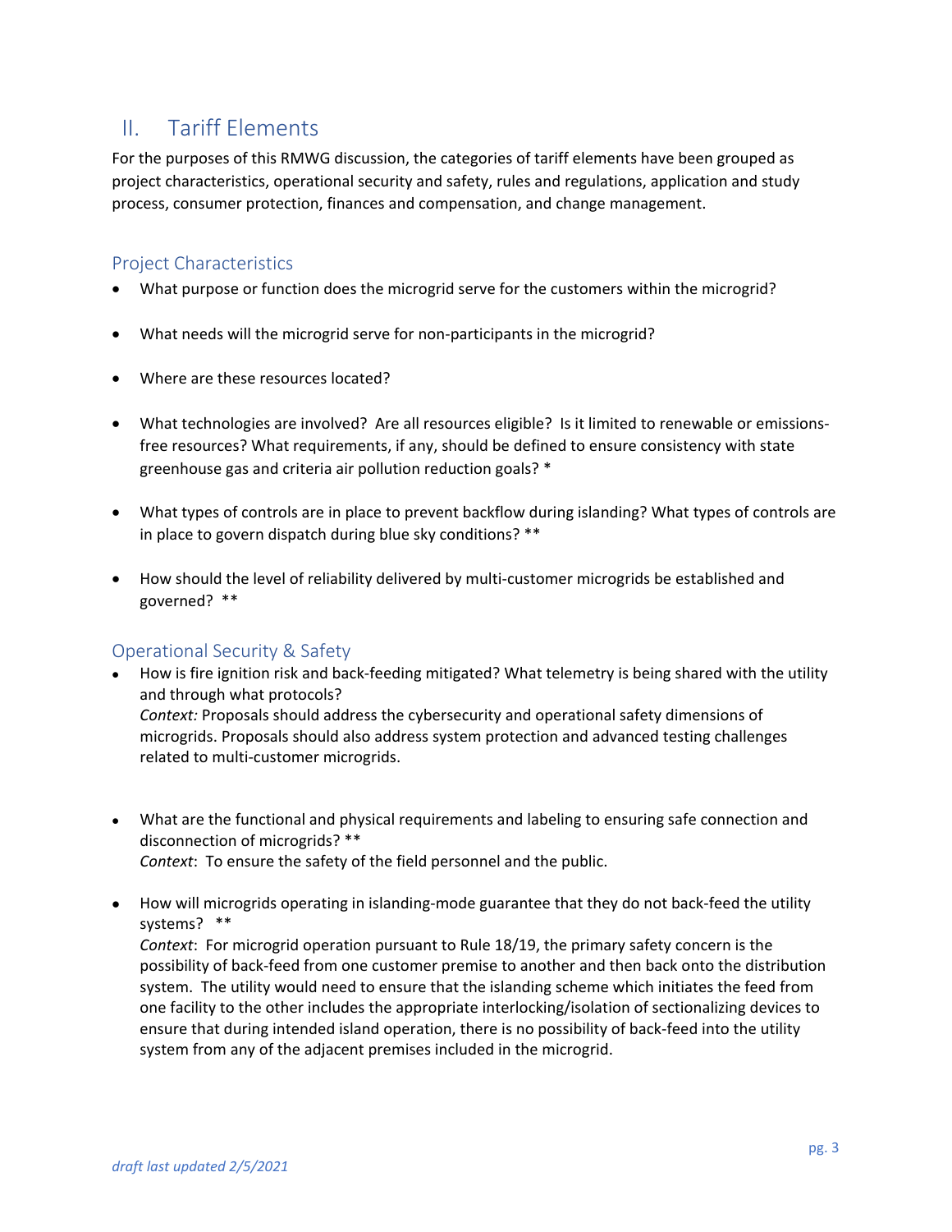## II. Tariff Elements

For the purposes of this RMWG discussion, the categories of tariff elements have been grouped as project characteristics, operational security and safety, rules and regulations, application and study process, consumer protection, finances and compensation, and change management.

### Project Characteristics

- What purpose or function does the microgrid serve for the customers within the microgrid?
- What needs will the microgrid serve for non-participants in the microgrid?
- Where are these resources located?
- What technologies are involved? Are all resources eligible? Is it limited to renewable or emissions-free resources? What requirements, if any, should be defined to ensure consistency with state greenhouse gas and criteria air pollution reduction goals? *
- What types of controls are in place to prevent backflow during islanding? What types of controls are in place to govern dispatch during blue sky conditions? **
- How should the level of reliability delivered by multi-customer microgrids be established and governed? **

### Operational Security & Safety

- How is fire ignition risk and back-feeding mitigated? What telemetry is being shared with the utility and through what protocols?
  *Context:* Proposals should address the cybersecurity and operational safety dimensions of microgrids. Proposals should also address system protection and advanced testing challenges related to multi-customer microgrids.
- What are the functional and physical requirements and labeling to ensuring safe connection and disconnection of microgrids? **
  *Context*: To ensure the safety of the field personnel and the public.
- How will microgrids operating in islanding-mode guarantee that they do not back-feed the utility systems? **
  *Context*: For microgrid operation pursuant to Rule 18/19, the primary safety concern is the possibility of back-feed from one customer premise to another and then back onto the distribution system. The utility would need to ensure that the islanding scheme which initiates the feed from one facility to the other includes the appropriate interlocking/isolation of sectionalizing devices to ensure that during intended island operation, there is no possibility of back-feed into the utility system from any of the adjacent premises included in the microgrid.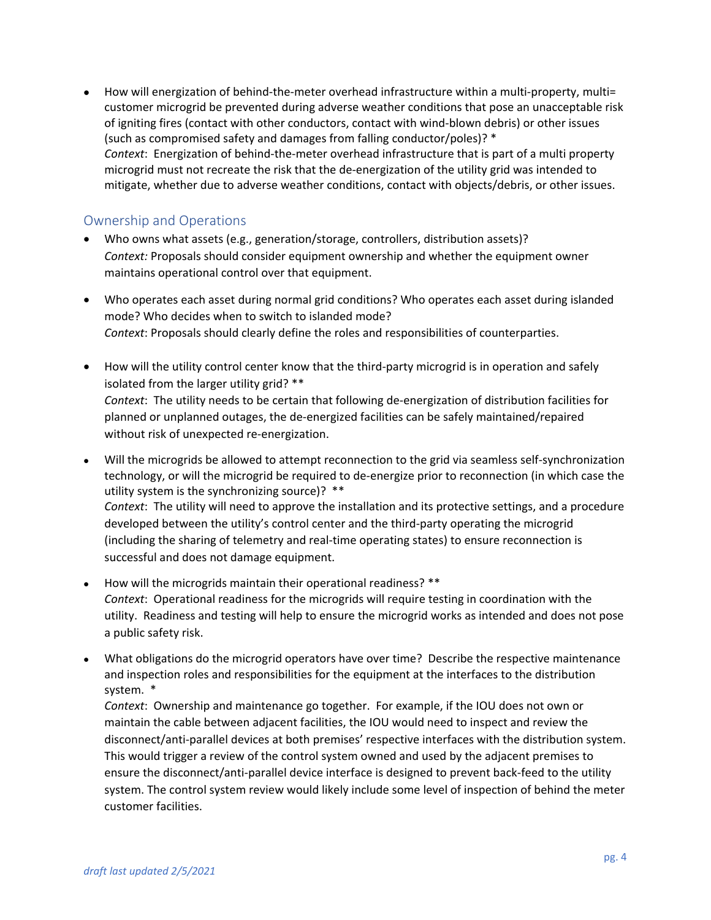- How will energization of behind-the-meter overhead infrastructure within a multi-property, multi= customer microgrid be prevented during adverse weather conditions that pose an unacceptable risk of igniting fires (contact with other conductors, contact with wind-blown debris) or other issues (such as compromised safety and damages from falling conductor/poles)? *
  *Context*: Energization of behind-the-meter overhead infrastructure that is part of a multi property microgrid must not recreate the risk that the de-energization of the utility grid was intended to mitigate, whether due to adverse weather conditions, contact with objects/debris, or other issues.

## Ownership and Operations

- Who owns what assets (e.g., generation/storage, controllers, distribution assets)?
  *Context:* Proposals should consider equipment ownership and whether the equipment owner maintains operational control over that equipment.

- Who operates each asset during normal grid conditions? Who operates each asset during islanded mode? Who decides when to switch to islanded mode?
  *Context*: Proposals should clearly define the roles and responsibilities of counterparties.

- How will the utility control center know that the third-party microgrid is in operation and safely isolated from the larger utility grid? **
  *Context*: The utility needs to be certain that following de-energization of distribution facilities for planned or unplanned outages, the de-energized facilities can be safely maintained/repaired without risk of unexpected re-energization.

- Will the microgrids be allowed to attempt reconnection to the grid via seamless self-synchronization technology, or will the microgrid be required to de-energize prior to reconnection (in which case the utility system is the synchronizing source)? **
  *Context*: The utility will need to approve the installation and its protective settings, and a procedure developed between the utility's control center and the third-party operating the microgrid (including the sharing of telemetry and real-time operating states) to ensure reconnection is successful and does not damage equipment.

- How will the microgrids maintain their operational readiness? **
  *Context*: Operational readiness for the microgrids will require testing in coordination with the utility. Readiness and testing will help to ensure the microgrid works as intended and does not pose a public safety risk.

- What obligations do the microgrid operators have over time? Describe the respective maintenance and inspection roles and responsibilities for the equipment at the interfaces to the distribution system. *
  *Context*: Ownership and maintenance go together. For example, if the IOU does not own or maintain the cable between adjacent facilities, the IOU would need to inspect and review the disconnect/anti-parallel devices at both premises' respective interfaces with the distribution system. This would trigger a review of the control system owned and used by the adjacent premises to ensure the disconnect/anti-parallel device interface is designed to prevent back-feed to the utility system. The control system review would likely include some level of inspection of behind the meter customer facilities.

*draft last updated 2/5/2021*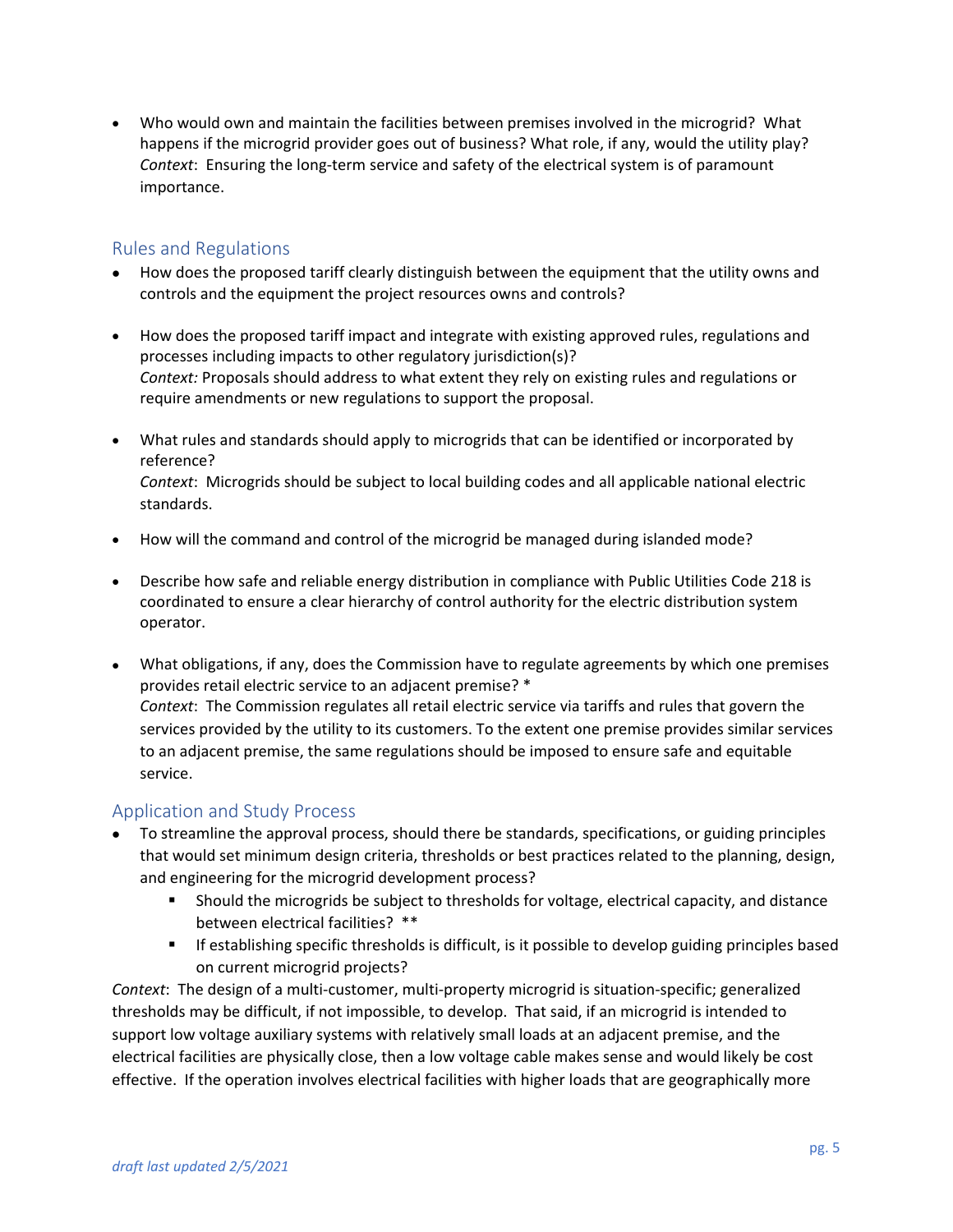- Who would own and maintain the facilities between premises involved in the microgrid? What happens if the microgrid provider goes out of business? What role, if any, would the utility play?
  *Context*: Ensuring the long-term service and safety of the electrical system is of paramount importance.

## Rules and Regulations

- How does the proposed tariff clearly distinguish between the equipment that the utility owns and controls and the equipment the project resources owns and controls?

- How does the proposed tariff impact and integrate with existing approved rules, regulations and processes including impacts to other regulatory jurisdiction(s)?
  *Context:* Proposals should address to what extent they rely on existing rules and regulations or require amendments or new regulations to support the proposal.

- What rules and standards should apply to microgrids that can be identified or incorporated by reference?
  *Context*: Microgrids should be subject to local building codes and all applicable national electric standards.

- How will the command and control of the microgrid be managed during islanded mode?

- Describe how safe and reliable energy distribution in compliance with Public Utilities Code 218 is coordinated to ensure a clear hierarchy of control authority for the electric distribution system operator.

- What obligations, if any, does the Commission have to regulate agreements by which one premises provides retail electric service to an adjacent premise? *
  *Context*: The Commission regulates all retail electric service via tariffs and rules that govern the services provided by the utility to its customers. To the extent one premise provides similar services to an adjacent premise, the same regulations should be imposed to ensure safe and equitable service.

## Application and Study Process

- To streamline the approval process, should there be standards, specifications, or guiding principles that would set minimum design criteria, thresholds or best practices related to the planning, design, and engineering for the microgrid development process?
  - Should the microgrids be subject to thresholds for voltage, electrical capacity, and distance between electrical facilities? **
  - If establishing specific thresholds is difficult, is it possible to develop guiding principles based on current microgrid projects?

*Context*: The design of a multi-customer, multi-property microgrid is situation-specific; generalized thresholds may be difficult, if not impossible, to develop. That said, if an microgrid is intended to support low voltage auxiliary systems with relatively small loads at an adjacent premise, and the electrical facilities are physically close, then a low voltage cable makes sense and would likely be cost effective. If the operation involves electrical facilities with higher loads that are geographically more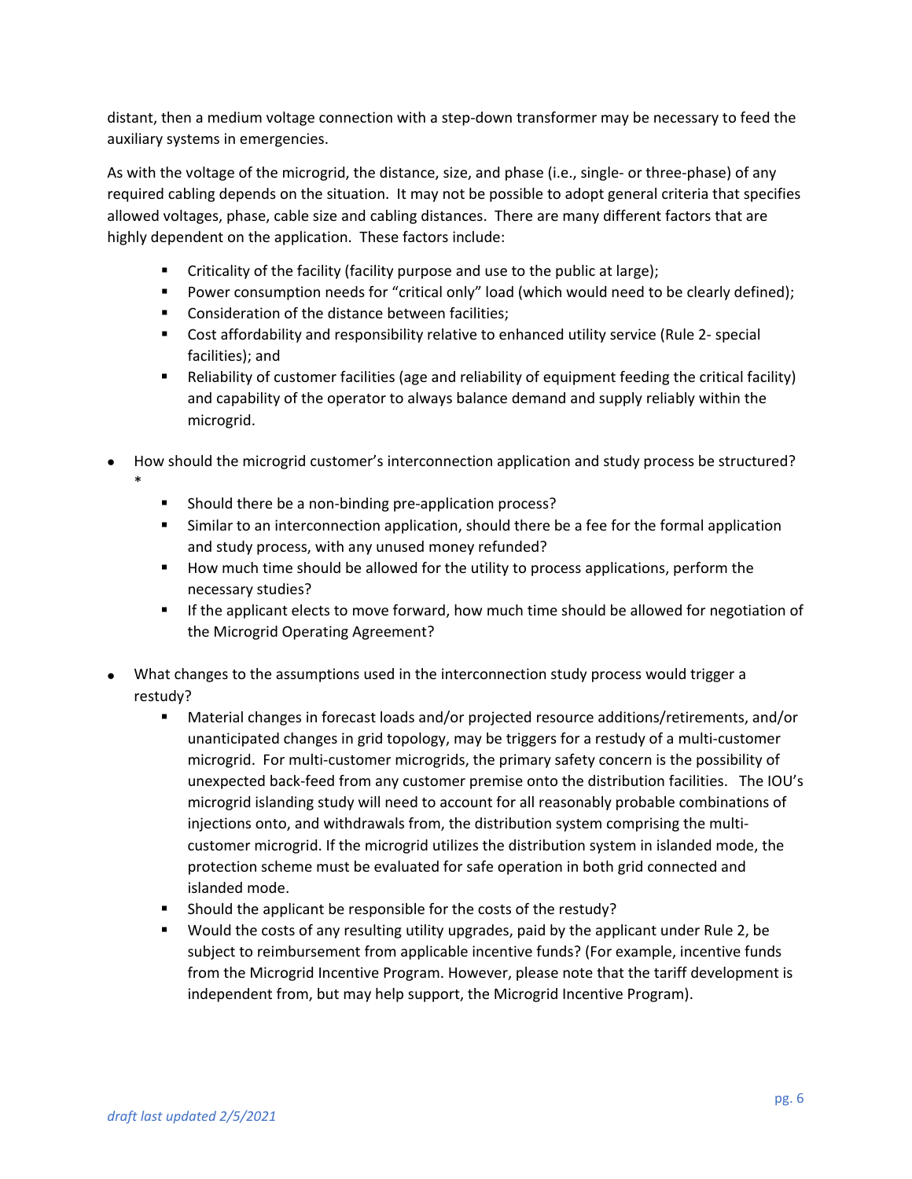distant, then a medium voltage connection with a step-down transformer may be necessary to feed the auxiliary systems in emergencies.

As with the voltage of the microgrid, the distance, size, and phase (i.e., single- or three-phase) of any required cabling depends on the situation. It may not be possible to adopt general criteria that specifies allowed voltages, phase, cable size and cabling distances. There are many different factors that are highly dependent on the application. These factors include:

- Criticality of the facility (facility purpose and use to the public at large);
- Power consumption needs for "critical only" load (which would need to be clearly defined);
- Consideration of the distance between facilities;
- Cost affordability and responsibility relative to enhanced utility service (Rule 2- special facilities); and
- Reliability of customer facilities (age and reliability of equipment feeding the critical facility) and capability of the operator to always balance demand and supply reliably within the microgrid.

- How should the microgrid customer's interconnection application and study process be structured? *
  - Should there be a non-binding pre-application process?
  - Similar to an interconnection application, should there be a fee for the formal application and study process, with any unused money refunded?
  - How much time should be allowed for the utility to process applications, perform the necessary studies?
  - If the applicant elects to move forward, how much time should be allowed for negotiation of the Microgrid Operating Agreement?

- What changes to the assumptions used in the interconnection study process would trigger a restudy?
  - Material changes in forecast loads and/or projected resource additions/retirements, and/or unanticipated changes in grid topology, may be triggers for a restudy of a multi-customer microgrid. For multi-customer microgrids, the primary safety concern is the possibility of unexpected back-feed from any customer premise onto the distribution facilities. The IOU's microgrid islanding study will need to account for all reasonably probable combinations of injections onto, and withdrawals from, the distribution system comprising the multi-customer microgrid. If the microgrid utilizes the distribution system in islanded mode, the protection scheme must be evaluated for safe operation in both grid connected and islanded mode.
  - Should the applicant be responsible for the costs of the restudy?
  - Would the costs of any resulting utility upgrades, paid by the applicant under Rule 2, be subject to reimbursement from applicable incentive funds? (For example, incentive funds from the Microgrid Incentive Program. However, please note that the tariff development is independent from, but may help support, the Microgrid Incentive Program).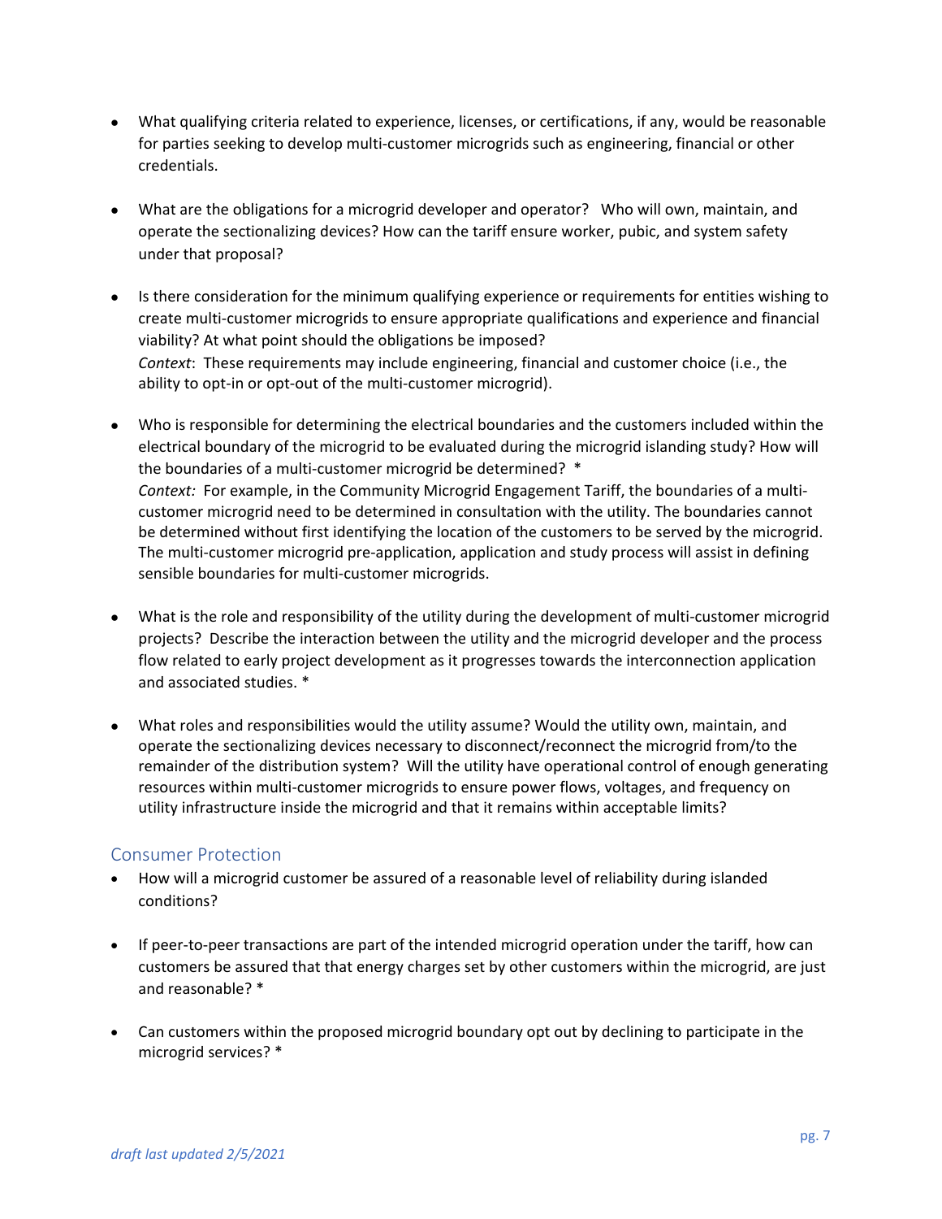- What qualifying criteria related to experience, licenses, or certifications, if any, would be reasonable for parties seeking to develop multi-customer microgrids such as engineering, financial or other credentials.

- What are the obligations for a microgrid developer and operator? Who will own, maintain, and operate the sectionalizing devices? How can the tariff ensure worker, pubic, and system safety under that proposal?

- Is there consideration for the minimum qualifying experience or requirements for entities wishing to create multi-customer microgrids to ensure appropriate qualifications and experience and financial viability? At what point should the obligations be imposed?
  *Context*: These requirements may include engineering, financial and customer choice (i.e., the ability to opt-in or opt-out of the multi-customer microgrid).

- Who is responsible for determining the electrical boundaries and the customers included within the electrical boundary of the microgrid to be evaluated during the microgrid islanding study? How will the boundaries of a multi-customer microgrid be determined? *
  *Context:* For example, in the Community Microgrid Engagement Tariff, the boundaries of a multi-customer microgrid need to be determined in consultation with the utility. The boundaries cannot be determined without first identifying the location of the customers to be served by the microgrid. The multi-customer microgrid pre-application, application and study process will assist in defining sensible boundaries for multi-customer microgrids.

- What is the role and responsibility of the utility during the development of multi-customer microgrid projects? Describe the interaction between the utility and the microgrid developer and the process flow related to early project development as it progresses towards the interconnection application and associated studies. *

- What roles and responsibilities would the utility assume? Would the utility own, maintain, and operate the sectionalizing devices necessary to disconnect/reconnect the microgrid from/to the remainder of the distribution system? Will the utility have operational control of enough generating resources within multi-customer microgrids to ensure power flows, voltages, and frequency on utility infrastructure inside the microgrid and that it remains within acceptable limits?

## Consumer Protection

- How will a microgrid customer be assured of a reasonable level of reliability during islanded conditions?

- If peer-to-peer transactions are part of the intended microgrid operation under the tariff, how can customers be assured that that energy charges set by other customers within the microgrid, are just and reasonable? *

- Can customers within the proposed microgrid boundary opt out by declining to participate in the microgrid services? *

*draft last updated 2/5/2021*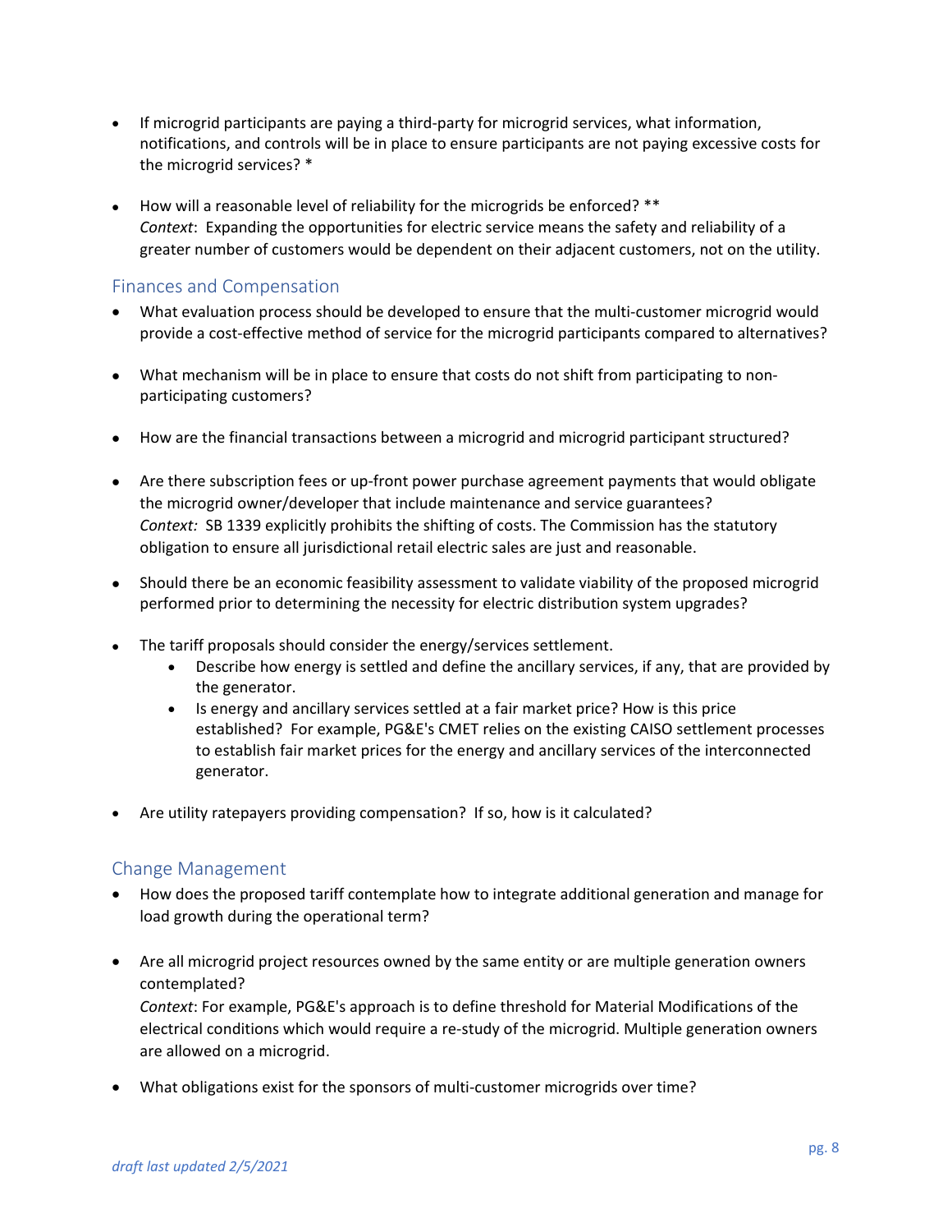- If microgrid participants are paying a third-party for microgrid services, what information, notifications, and controls will be in place to ensure participants are not paying excessive costs for the microgrid services? *

- How will a reasonable level of reliability for the microgrids be enforced? **
  *Context*: Expanding the opportunities for electric service means the safety and reliability of a greater number of customers would be dependent on their adjacent customers, not on the utility.

## Finances and Compensation

- What evaluation process should be developed to ensure that the multi-customer microgrid would provide a cost-effective method of service for the microgrid participants compared to alternatives?

- What mechanism will be in place to ensure that costs do not shift from participating to non-participating customers?

- How are the financial transactions between a microgrid and microgrid participant structured?

- Are there subscription fees or up-front power purchase agreement payments that would obligate the microgrid owner/developer that include maintenance and service guarantees?
  *Context:* SB 1339 explicitly prohibits the shifting of costs. The Commission has the statutory obligation to ensure all jurisdictional retail electric sales are just and reasonable.

- Should there be an economic feasibility assessment to validate viability of the proposed microgrid performed prior to determining the necessity for electric distribution system upgrades?

- The tariff proposals should consider the energy/services settlement.
  - Describe how energy is settled and define the ancillary services, if any, that are provided by the generator.
  - Is energy and ancillary services settled at a fair market price? How is this price established? For example, PG&E's CMET relies on the existing CAISO settlement processes to establish fair market prices for the energy and ancillary services of the interconnected generator.

- Are utility ratepayers providing compensation? If so, how is it calculated?

## Change Management

- How does the proposed tariff contemplate how to integrate additional generation and manage for load growth during the operational term?

- Are all microgrid project resources owned by the same entity or are multiple generation owners contemplated?
  *Context*: For example, PG&E's approach is to define threshold for Material Modifications of the electrical conditions which would require a re-study of the microgrid. Multiple generation owners are allowed on a microgrid.

- What obligations exist for the sponsors of multi-customer microgrids over time?

*draft last updated 2/5/2021*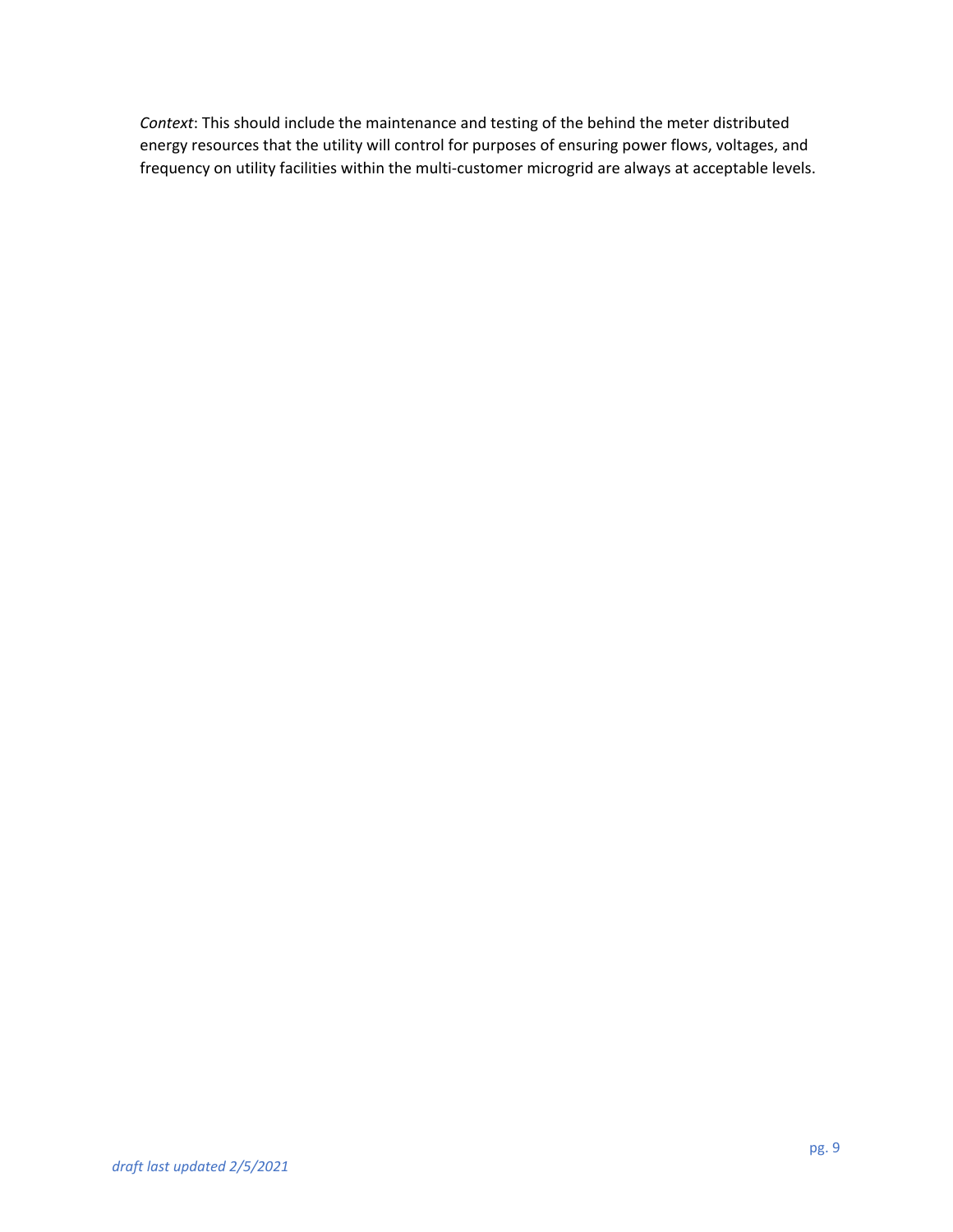*Context*: This should include the maintenance and testing of the behind the meter distributed energy resources that the utility will control for purposes of ensuring power flows, voltages, and frequency on utility facilities within the multi-customer microgrid are always at acceptable levels.